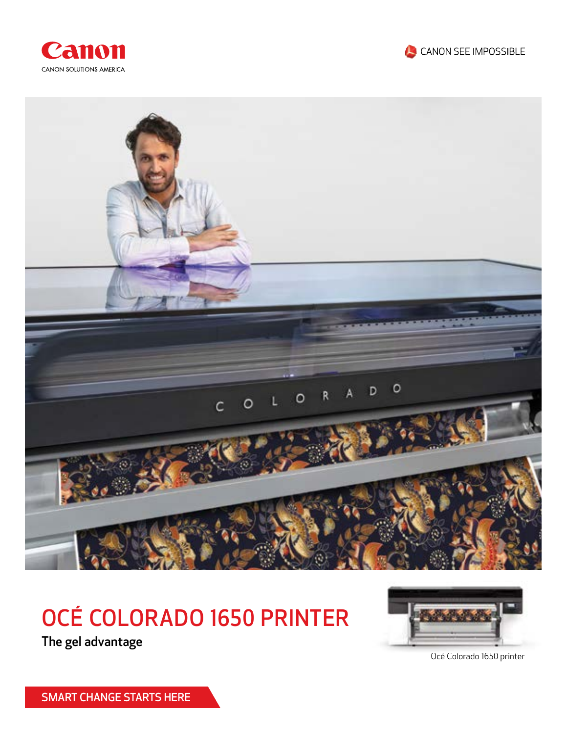Canon

CANON SOLUTIONS AMERICA

CANON SEE IMPOSSIBLE

# OCÉ COLORADO 1650 PRINTER

## The gel advantage

Océ Colorado 1650 printer

SMART CHANGE STARTS HERE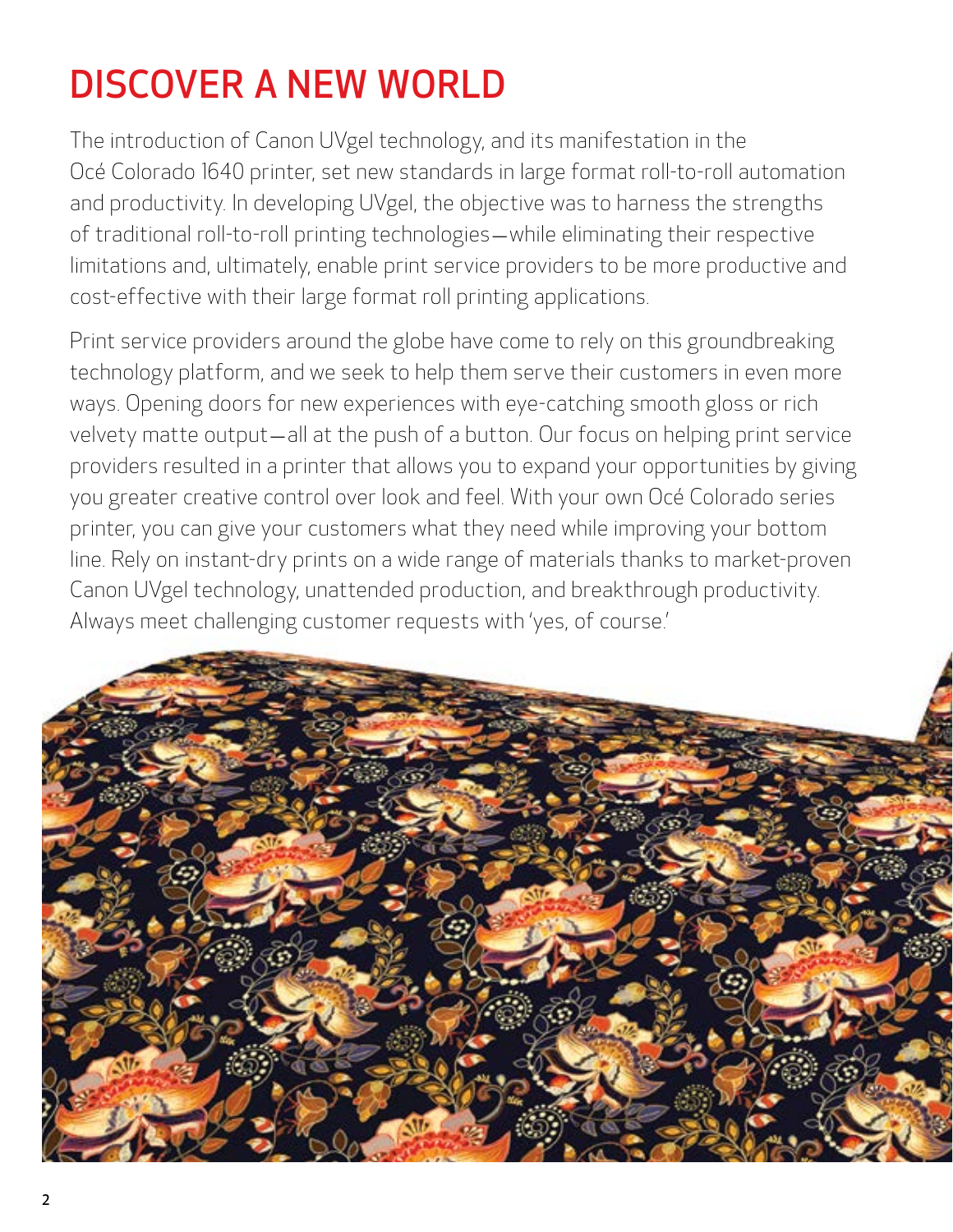# DISCOVER A NEW WORLD

The introduction of Canon UVgel technology, and its manifestation in the Océ Colorado 1640 printer, set new standards in large format roll-to-roll automation and productivity. In developing UVgel, the objective was to harness the strengths of traditional roll-to-roll printing technologies—while eliminating their respective limitations and, ultimately, enable print service providers to be more productive and cost-effective with their large format roll printing applications.

Print service providers around the globe have come to rely on this groundbreaking technology platform, and we seek to help them serve their customers in even more ways. Opening doors for new experiences with eye-catching smooth gloss or rich velvety matte output—all at the push of a button. Our focus on helping print service providers resulted in a printer that allows you to expand your opportunities by giving you greater creative control over look and feel. With your own Océ Colorado series printer, you can give your customers what they need while improving your bottom line. Rely on instant-dry prints on a wide range of materials thanks to market-proven Canon UVgel technology, unattended production, and breakthrough productivity. Always meet challenging customer requests with 'yes, of course.'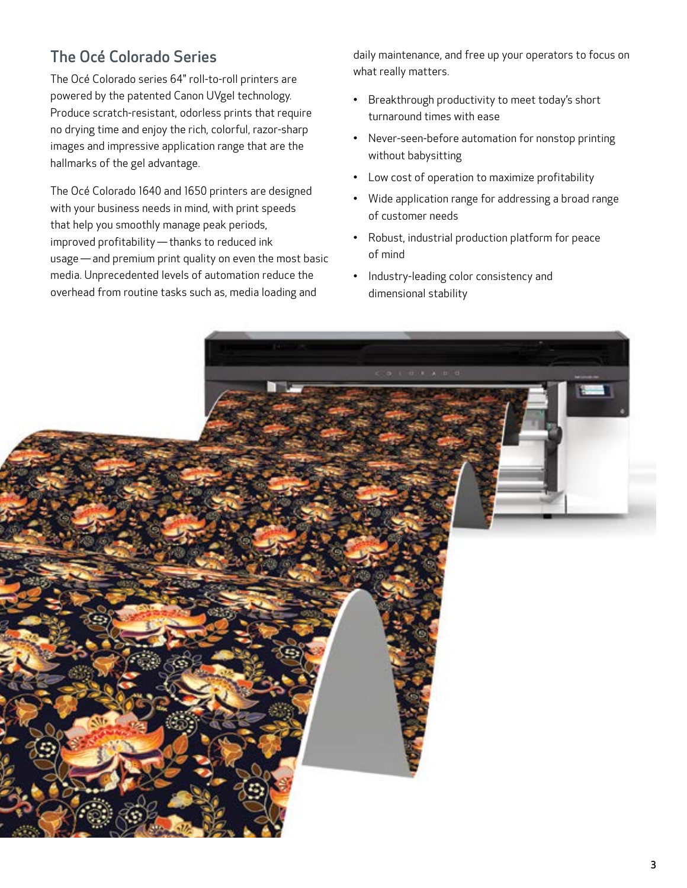## The Océ Colorado Series

The Océ Colorado series 64" roll-to-roll printers are powered by the patented Canon UVgel technology. Produce scratch-resistant, odorless prints that require no drying time and enjoy the rich, colorful, razor-sharp images and impressive application range that are the hallmarks of the gel advantage.

The Océ Colorado 1640 and 1650 printers are designed with your business needs in mind, with print speeds that help you smoothly manage peak periods, improved profitability — thanks to reduced ink usage — and premium print quality on even the most basic media. Unprecedented levels of automation reduce the overhead from routine tasks such as, media loading and daily maintenance, and free up your operators to focus on what really matters.

- Breakthrough productivity to meet today's short turnaround times with ease
- Never-seen-before automation for nonstop printing without babysitting
- Low cost of operation to maximize profitability
- Wide application range for addressing a broad range of customer needs
- Robust, industrial production platform for peace of mind
- Industry-leading color consistency and dimensional stability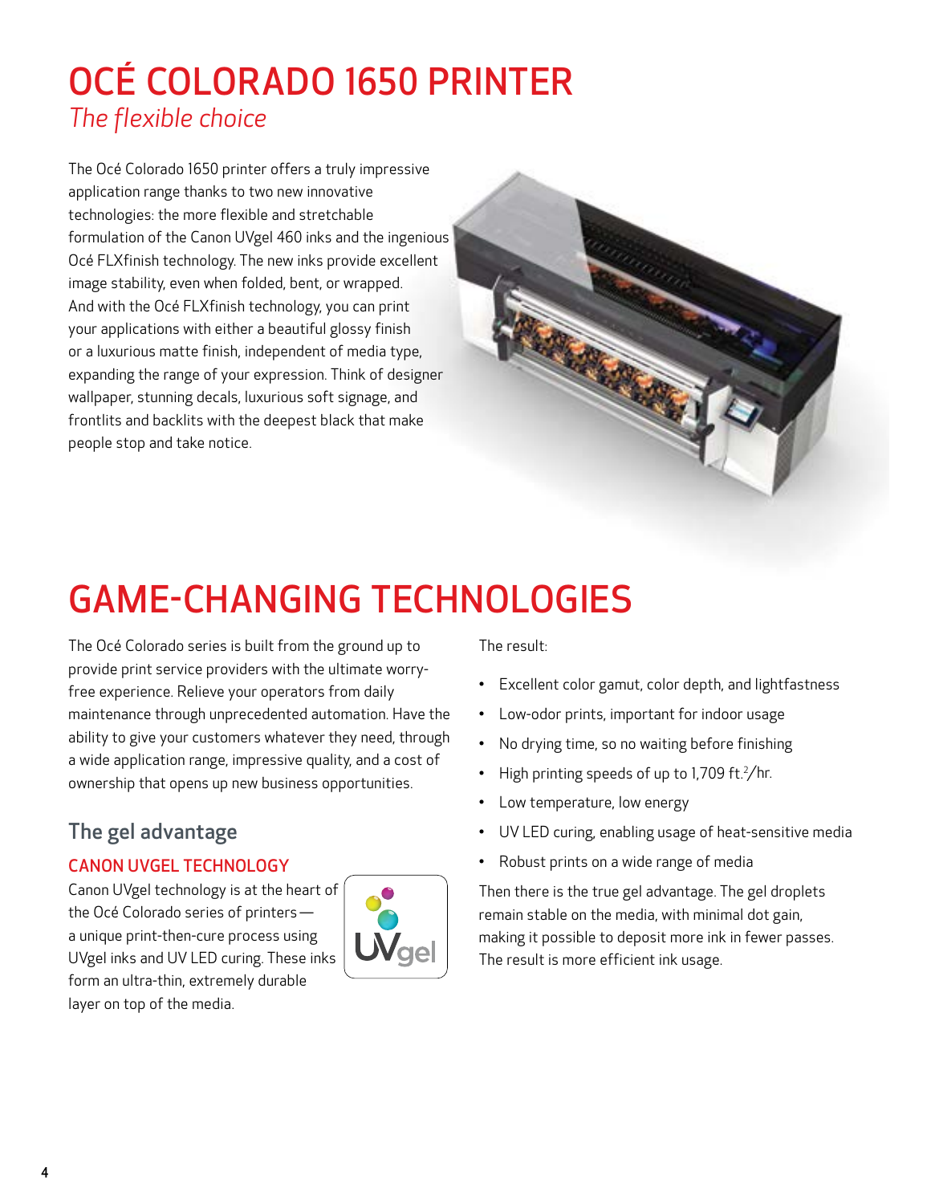# OCÉ COLORADO 1650 PRINTER

*The flexible choice*

The Océ Colorado 1650 printer offers a truly impressive application range thanks to two new innovative technologies: the more flexible and stretchable formulation of the Canon UVgel 460 inks and the ingenious Océ FLXfinish technology. The new inks provide excellent image stability, even when folded, bent, or wrapped. And with the Océ FLXfinish technology, you can print your applications with either a beautiful glossy finish or a luxurious matte finish, independent of media type, expanding the range of your expression. Think of designer wallpaper, stunning decals, luxurious soft signage, and frontlits and backlits with the deepest black that make people stop and take notice.

# GAME-CHANGING TECHNOLOGIES

The Océ Colorado series is built from the ground up to provide print service providers with the ultimate worry-free experience. Relieve your operators from daily maintenance through unprecedented automation. Have the ability to give your customers whatever they need, through a wide application range, impressive quality, and a cost of ownership that opens up new business opportunities.

## The gel advantage

### CANON UVGEL TECHNOLOGY

Canon UVgel technology is at the heart of the Océ Colorado series of printers — a unique print-then-cure process using UVgel inks and UV LED curing. These inks form an ultra-thin, extremely durable layer on top of the media.

The result:

- Excellent color gamut, color depth, and lightfastness
- Low-odor prints, important for indoor usage
- No drying time, so no waiting before finishing
- High printing speeds of up to 1,709 ft.$^2$/hr.
- Low temperature, low energy
- UV LED curing, enabling usage of heat-sensitive media
- Robust prints on a wide range of media

Then there is the true gel advantage. The gel droplets remain stable on the media, with minimal dot gain, making it possible to deposit more ink in fewer passes. The result is more efficient ink usage.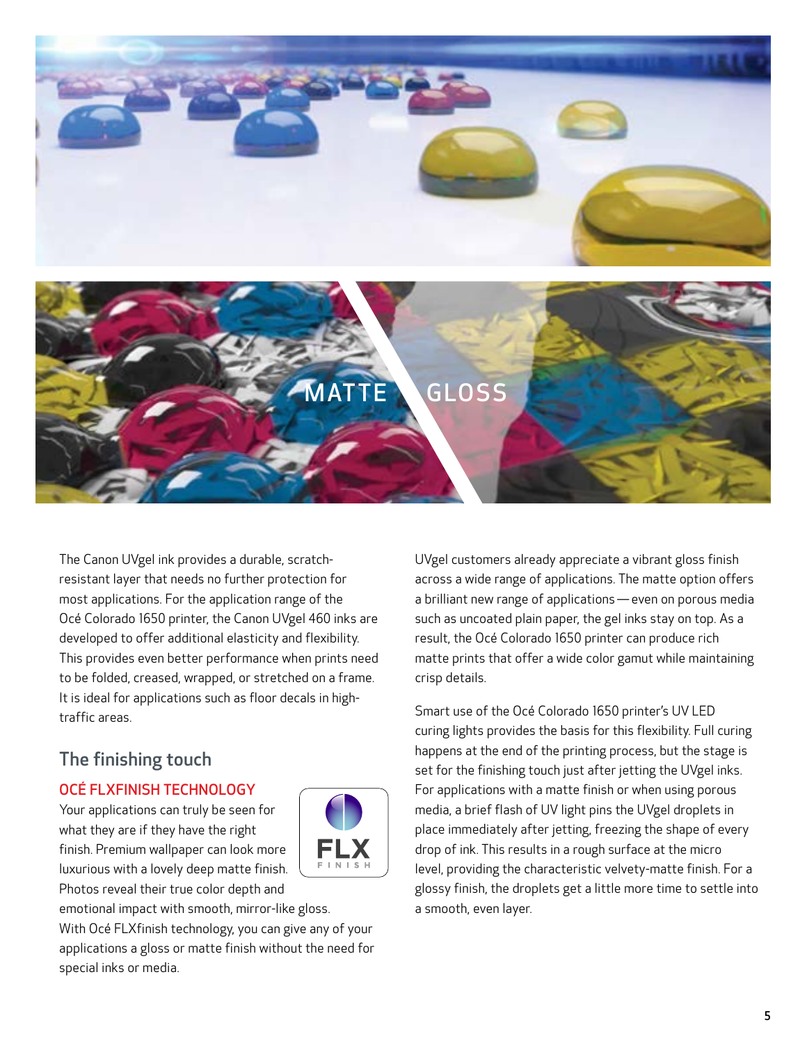MATTE GLOSS

The Canon UVgel ink provides a durable, scratch-resistant layer that needs no further protection for most applications. For the application range of the Océ Colorado 1650 printer, the Canon UVgel 460 inks are developed to offer additional elasticity and flexibility. This provides even better performance when prints need to be folded, creased, wrapped, or stretched on a frame. It is ideal for applications such as floor decals in high-traffic areas.

## The finishing touch

### OCÉ FLXFINISH TECHNOLOGY

Your applications can truly be seen for what they are if they have the right finish. Premium wallpaper can look more luxurious with a lovely deep matte finish. Photos reveal their true color depth and emotional impact with smooth, mirror-like gloss. With Océ FLXfinish technology, you can give any of your applications a gloss or matte finish without the need for special inks or media.

UVgel customers already appreciate a vibrant gloss finish across a wide range of applications. The matte option offers a brilliant new range of applications — even on porous media such as uncoated plain paper, the gel inks stay on top. As a result, the Océ Colorado 1650 printer can produce rich matte prints that offer a wide color gamut while maintaining crisp details.

Smart use of the Océ Colorado 1650 printer's UV LED curing lights provides the basis for this flexibility. Full curing happens at the end of the printing process, but the stage is set for the finishing touch just after jetting the UVgel inks. For applications with a matte finish or when using porous media, a brief flash of UV light pins the UVgel droplets in place immediately after jetting, freezing the shape of every drop of ink. This results in a rough surface at the micro level, providing the characteristic velvety-matte finish. For a glossy finish, the droplets get a little more time to settle into a smooth, even layer.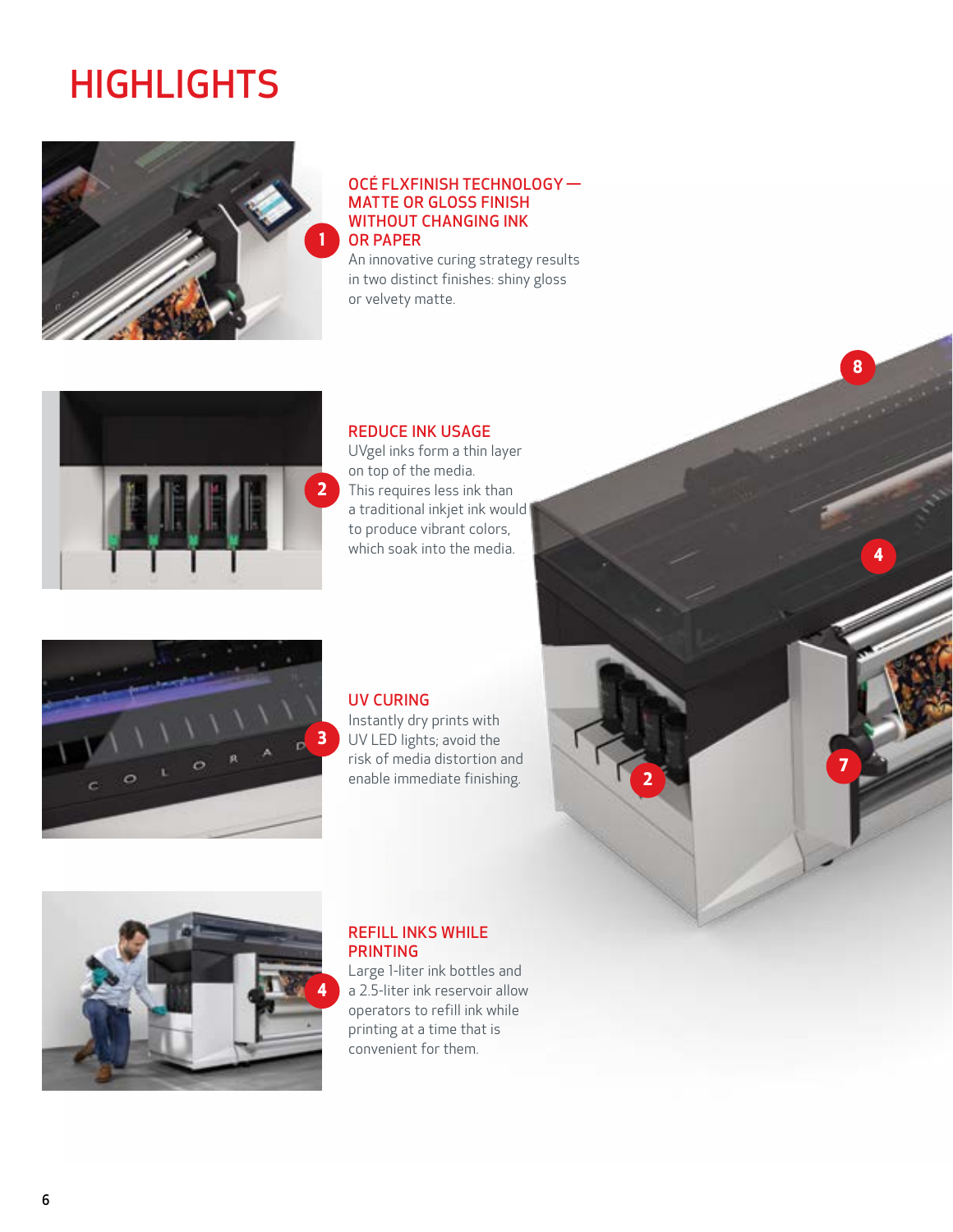# HIGHLIGHTS

### 1 OCÉ FLXFINISH TECHNOLOGY — MATTE OR GLOSS FINISH WITHOUT CHANGING INK OR PAPER

An innovative curing strategy results in two distinct finishes: shiny gloss or velvety matte.

### 2 REDUCE INK USAGE

UVgel inks form a thin layer on top of the media. This requires less ink than a traditional inkjet ink would to produce vibrant colors, which soak into the media.

### 3 UV CURING

Instantly dry prints with UV LED lights; avoid the risk of media distortion and enable immediate finishing.

### 4 REFILL INKS WHILE PRINTING

Large 1-liter ink bottles and a 2.5-liter ink reservoir allow operators to refill ink while printing at a time that is convenient for them.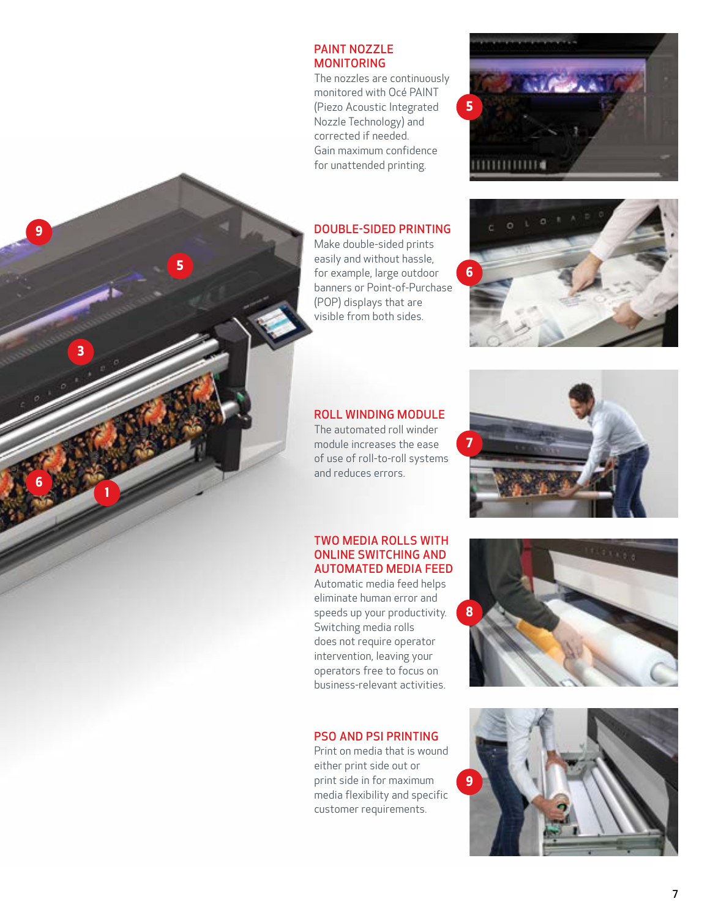## PAINT NOZZLE MONITORING

The nozzles are continuously monitored with Océ PAINT (Piezo Acoustic Integrated Nozzle Technology) and corrected if needed. Gain maximum confidence for unattended printing.

## DOUBLE-SIDED PRINTING

Make double-sided prints easily and without hassle, for example, large outdoor banners or Point-of-Purchase (POP) displays that are visible from both sides.

## ROLL WINDING MODULE

The automated roll winder module increases the ease of use of roll-to-roll systems and reduces errors.

## TWO MEDIA ROLLS WITH ONLINE SWITCHING AND AUTOMATED MEDIA FEED

Automatic media feed helps eliminate human error and speeds up your productivity. Switching media rolls does not require operator intervention, leaving your operators free to focus on business-relevant activities.

## PSO AND PSI PRINTING

Print on media that is wound either print side out or print side in for maximum media flexibility and specific customer requirements.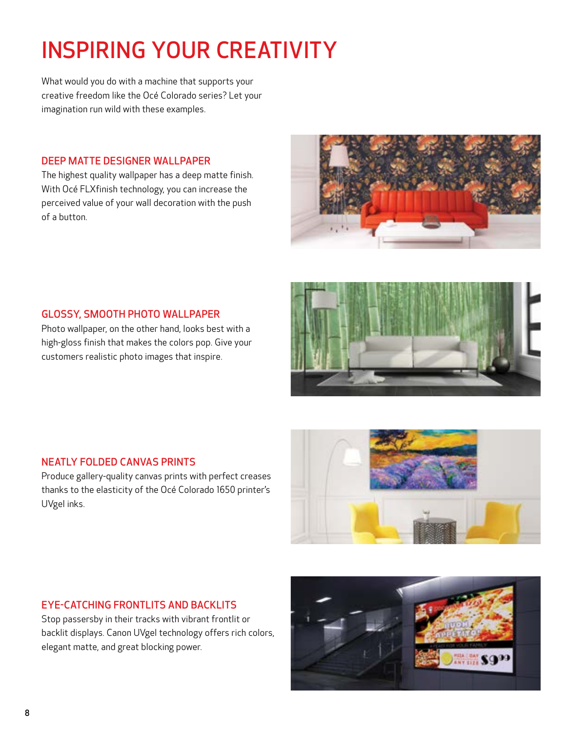# INSPIRING YOUR CREATIVITY

What would you do with a machine that supports your creative freedom like the Océ Colorado series? Let your imagination run wild with these examples.

## DEEP MATTE DESIGNER WALLPAPER

The highest quality wallpaper has a deep matte finish. With Océ FLXfinish technology, you can increase the perceived value of your wall decoration with the push of a button.

## GLOSSY, SMOOTH PHOTO WALLPAPER

Photo wallpaper, on the other hand, looks best with a high-gloss finish that makes the colors pop. Give your customers realistic photo images that inspire.

## NEATLY FOLDED CANVAS PRINTS

Produce gallery-quality canvas prints with perfect creases thanks to the elasticity of the Océ Colorado 1650 printer's UVgel inks.

## EYE-CATCHING FRONTLITS AND BACKLITS

Stop passersby in their tracks with vibrant frontlit or backlit displays. Canon UVgel technology offers rich colors, elegant matte, and great blocking power.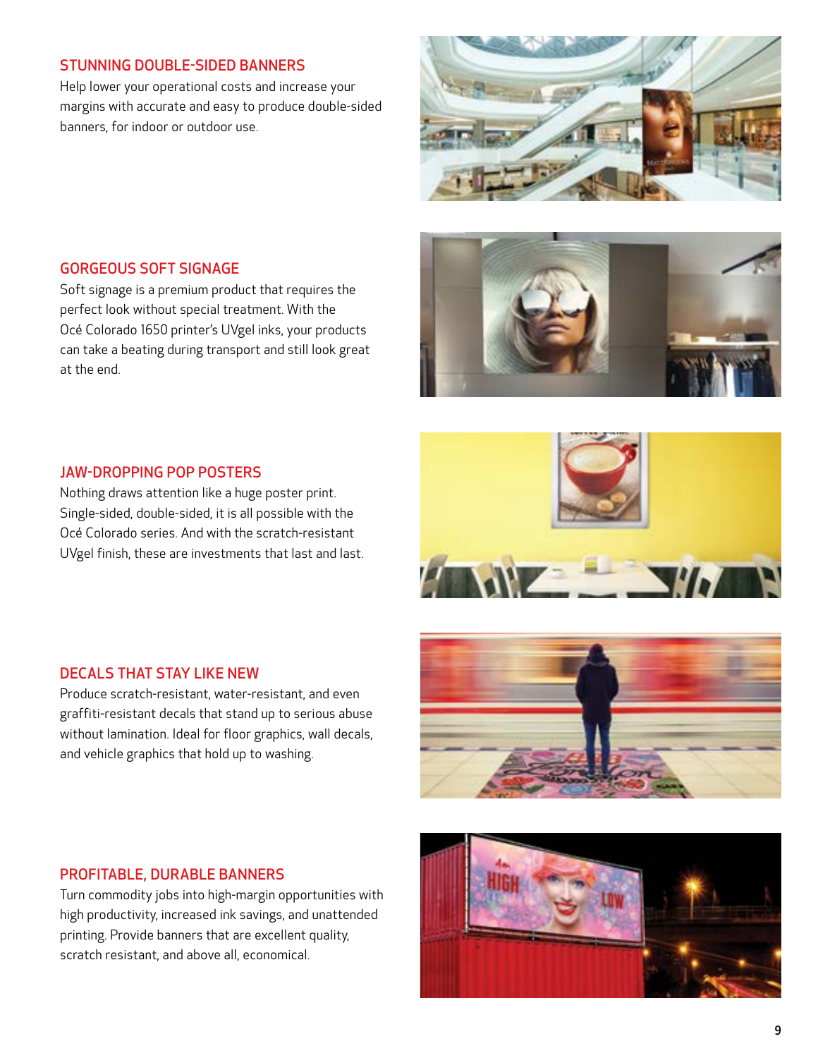## STUNNING DOUBLE-SIDED BANNERS

Help lower your operational costs and increase your margins with accurate and easy to produce double-sided banners, for indoor or outdoor use.

## GORGEOUS SOFT SIGNAGE

Soft signage is a premium product that requires the perfect look without special treatment. With the Océ Colorado 1650 printer's UVgel inks, your products can take a beating during transport and still look great at the end.

## JAW-DROPPING POP POSTERS

Nothing draws attention like a huge poster print. Single-sided, double-sided, it is all possible with the Océ Colorado series. And with the scratch-resistant UVgel finish, these are investments that last and last.

## DECALS THAT STAY LIKE NEW

Produce scratch-resistant, water-resistant, and even graffiti-resistant decals that stand up to serious abuse without lamination. Ideal for floor graphics, wall decals, and vehicle graphics that hold up to washing.

## PROFITABLE, DURABLE BANNERS

Turn commodity jobs into high-margin opportunities with high productivity, increased ink savings, and unattended printing. Provide banners that are excellent quality, scratch resistant, and above all, economical.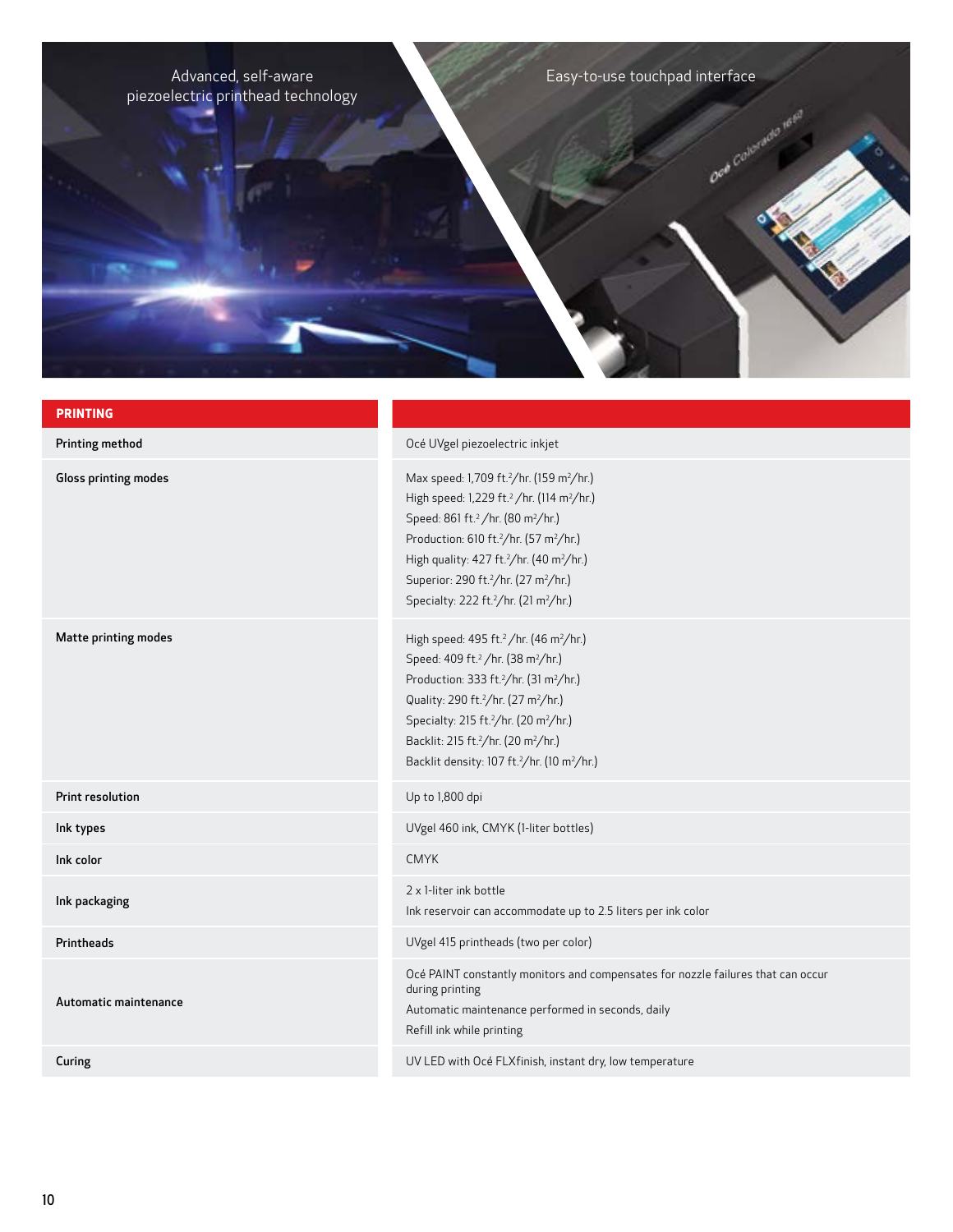Advanced, self-aware piezoelectric printhead technology

Easy-to-use touchpad interface

| PRINTING | |
|---|---|
| Printing method | Océ UVgel piezoelectric inkjet |
| Gloss printing modes | Max speed: 1,709 ft.$^2$/hr. (159 m$^2$/hr.)<br>High speed: 1,229 ft.$^2$/hr. (114 m$^2$/hr.)<br>Speed: 861 ft.$^2$/hr. (80 m$^2$/hr.)<br>Production: 610 ft.$^2$/hr. (57 m$^2$/hr.)<br>High quality: 427 ft.$^2$/hr. (40 m$^2$/hr.)<br>Superior: 290 ft.$^2$/hr. (27 m$^2$/hr.)<br>Specialty: 222 ft.$^2$/hr. (21 m$^2$/hr.) |
| Matte printing modes | High speed: 495 ft.$^2$/hr. (46 m$^2$/hr.)<br>Speed: 409 ft.$^2$/hr. (38 m$^2$/hr.)<br>Production: 333 ft.$^2$/hr. (31 m$^2$/hr.)<br>Quality: 290 ft.$^2$/hr. (27 m$^2$/hr.)<br>Specialty: 215 ft.$^2$/hr. (20 m$^2$/hr.)<br>Backlit: 215 ft.$^2$/hr. (20 m$^2$/hr.)<br>Backlit density: 107 ft.$^2$/hr. (10 m$^2$/hr.) |
| Print resolution | Up to 1,800 dpi |
| Ink types | UVgel 460 ink, CMYK (1-liter bottles) |
| Ink color | CMYK |
| Ink packaging | 2 x 1-liter ink bottle<br>Ink reservoir can accommodate up to 2.5 liters per ink color |
| Printheads | UVgel 415 printheads (two per color) |
| Automatic maintenance | Océ PAINT constantly monitors and compensates for nozzle failures that can occur during printing<br>Automatic maintenance performed in seconds, daily<br>Refill ink while printing |
| Curing | UV LED with Océ FLXfinish, instant dry, low temperature |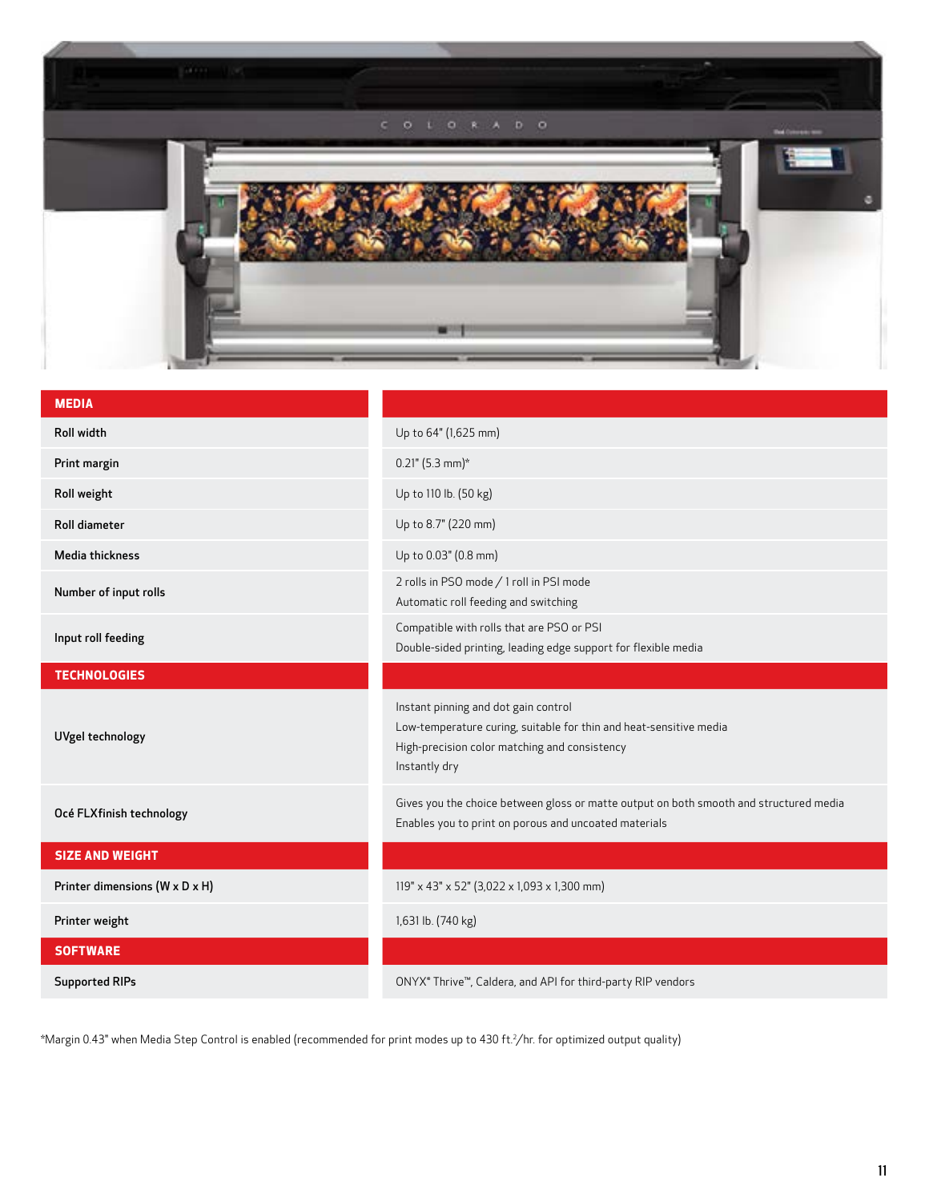| MEDIA | |
|---|---|
| Roll width | Up to 64" (1,625 mm) |
| Print margin | 0.21" (5.3 mm)* |
| Roll weight | Up to 110 lb. (50 kg) |
| Roll diameter | Up to 8.7" (220 mm) |
| Media thickness | Up to 0.03" (0.8 mm) |
| Number of input rolls | 2 rolls in PSO mode / 1 roll in PSI mode<br>Automatic roll feeding and switching |
| Input roll feeding | Compatible with rolls that are PSO or PSI<br>Double-sided printing, leading edge support for flexible media |
| **TECHNOLOGIES** | |
| UVgel technology | Instant pinning and dot gain control<br>Low-temperature curing, suitable for thin and heat-sensitive media<br>High-precision color matching and consistency<br>Instantly dry |
| Océ FLXfinish technology | Gives you the choice between gloss or matte output on both smooth and structured media<br>Enables you to print on porous and uncoated materials |
| **SIZE AND WEIGHT** | |
| Printer dimensions (W x D x H) | 119" x 43" x 52" (3,022 x 1,093 x 1,300 mm) |
| Printer weight | 1,631 lb. (740 kg) |
| **SOFTWARE** | |
| Supported RIPs | ONYX® Thrive™, Caldera, and API for third-party RIP vendors |

*Margin 0.43" when Media Step Control is enabled (recommended for print modes up to 430 $ft.^2$/hr. for optimized output quality)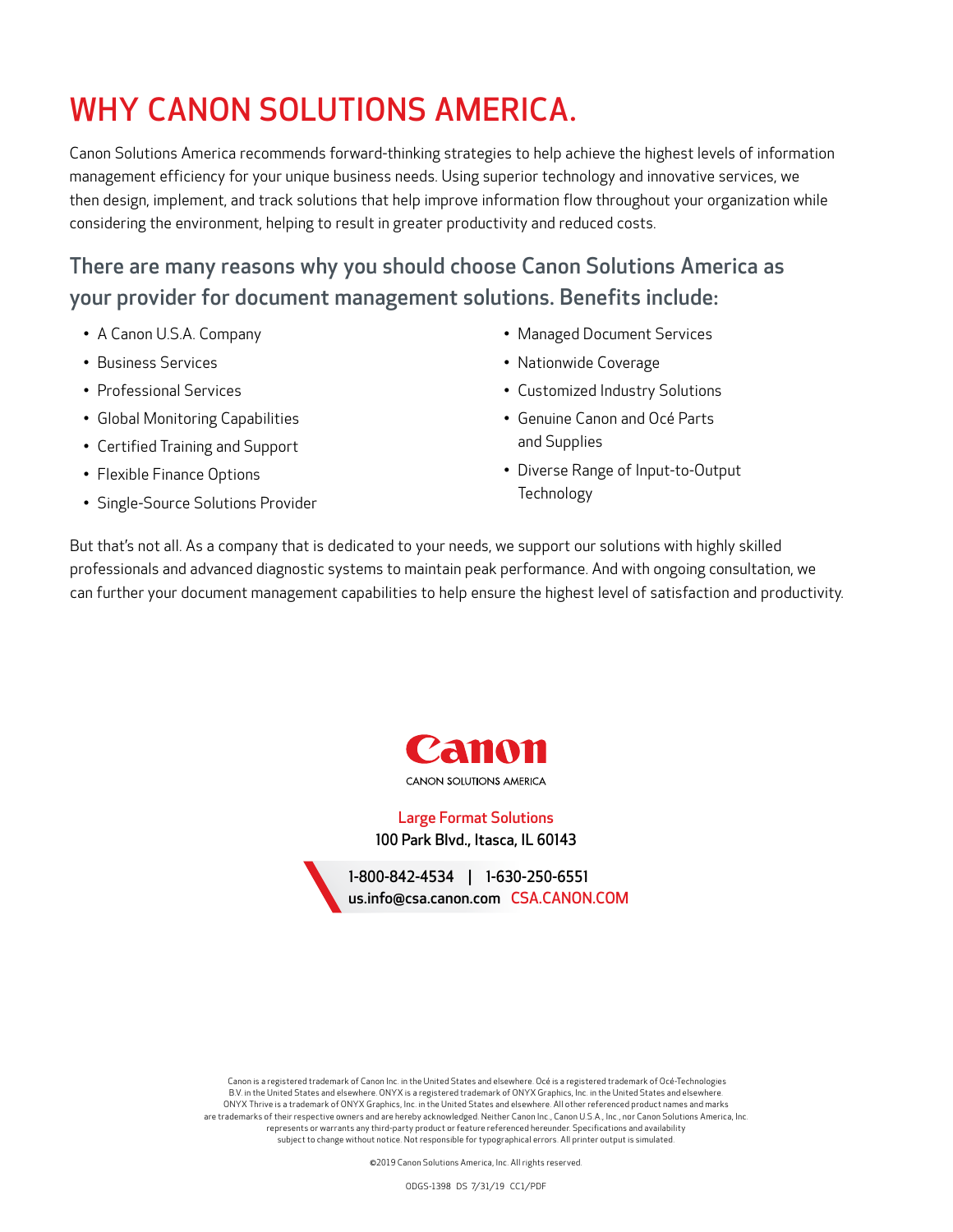# WHY CANON SOLUTIONS AMERICA.

Canon Solutions America recommends forward-thinking strategies to help achieve the highest levels of information management efficiency for your unique business needs. Using superior technology and innovative services, we then design, implement, and track solutions that help improve information flow throughout your organization while considering the environment, helping to result in greater productivity and reduced costs.

## There are many reasons why you should choose Canon Solutions America as your provider for document management solutions. Benefits include:

- A Canon U.S.A. Company
- Business Services
- Professional Services
- Global Monitoring Capabilities
- Certified Training and Support
- Flexible Finance Options
- Single-Source Solutions Provider
- Managed Document Services
- Nationwide Coverage
- Customized Industry Solutions
- Genuine Canon and Océ Parts and Supplies
- Diverse Range of Input-to-Output Technology

But that's not all. As a company that is dedicated to your needs, we support our solutions with highly skilled professionals and advanced diagnostic systems to maintain peak performance. And with ongoing consultation, we can further your document management capabilities to help ensure the highest level of satisfaction and productivity.

Canon

CANON SOLUTIONS AMERICA

Large Format Solutions

100 Park Blvd., Itasca, IL 60143

1-800-842-4534 | 1-630-250-6551

us.info@csa.canon.com CSA.CANON.COM

Canon is a registered trademark of Canon Inc. in the United States and elsewhere. Océ is a registered trademark of Océ-Technologies B.V. in the United States and elsewhere. ONYX is a registered trademark of ONYX Graphics, Inc. in the United States and elsewhere. ONYX Thrive is a trademark of ONYX Graphics, Inc. in the United States and elsewhere. All other referenced product names and marks are trademarks of their respective owners and are hereby acknowledged. Neither Canon Inc., Canon U.S.A., Inc., nor Canon Solutions America, Inc. represents or warrants any third-party product or feature referenced hereunder. Specifications and availability subject to change without notice. Not responsible for typographical errors. All printer output is simulated.

©2019 Canon Solutions America, Inc. All rights reserved.

ODGS-1398 DS 7/31/19 CC1/PDF